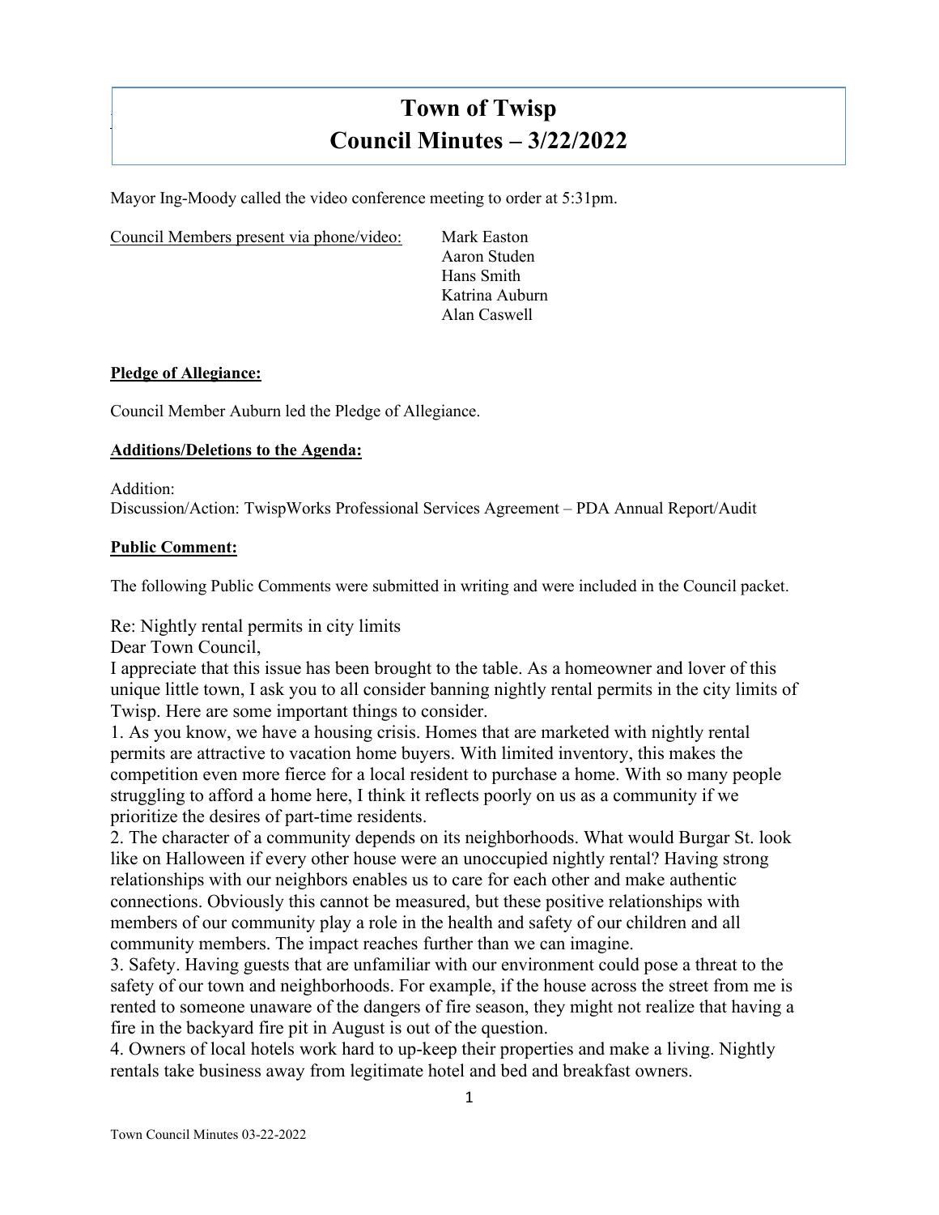# Town of Twisp
# Council Minutes – 3/22/2022

Mayor Ing-Moody called the video conference meeting to order at 5:31pm.

Council Members present via phone/video:
- Mark Easton
- Aaron Studen
- Hans Smith
- Katrina Auburn
- Alan Caswell

**Pledge of Allegiance:**

Council Member Auburn led the Pledge of Allegiance.

**Additions/Deletions to the Agenda:**

Addition:
Discussion/Action: TwispWorks Professional Services Agreement – PDA Annual Report/Audit

**Public Comment:**

The following Public Comments were submitted in writing and were included in the Council packet.

Re: Nightly rental permits in city limits
Dear Town Council,
I appreciate that this issue has been brought to the table. As a homeowner and lover of this unique little town, I ask you to all consider banning nightly rental permits in the city limits of Twisp. Here are some important things to consider.

1. As you know, we have a housing crisis. Homes that are marketed with nightly rental permits are attractive to vacation home buyers. With limited inventory, this makes the competition even more fierce for a local resident to purchase a home. With so many people struggling to afford a home here, I think it reflects poorly on us as a community if we prioritize the desires of part-time residents.
2. The character of a community depends on its neighborhoods. What would Burgar St. look like on Halloween if every other house were an unoccupied nightly rental? Having strong relationships with our neighbors enables us to care for each other and make authentic connections. Obviously this cannot be measured, but these positive relationships with members of our community play a role in the health and safety of our children and all community members. The impact reaches further than we can imagine.
3. Safety. Having guests that are unfamiliar with our environment could pose a threat to the safety of our town and neighborhoods. For example, if the house across the street from me is rented to someone unaware of the dangers of fire season, they might not realize that having a fire in the backyard fire pit in August is out of the question.
4. Owners of local hotels work hard to up-keep their properties and make a living. Nightly rentals take business away from legitimate hotel and bed and breakfast owners.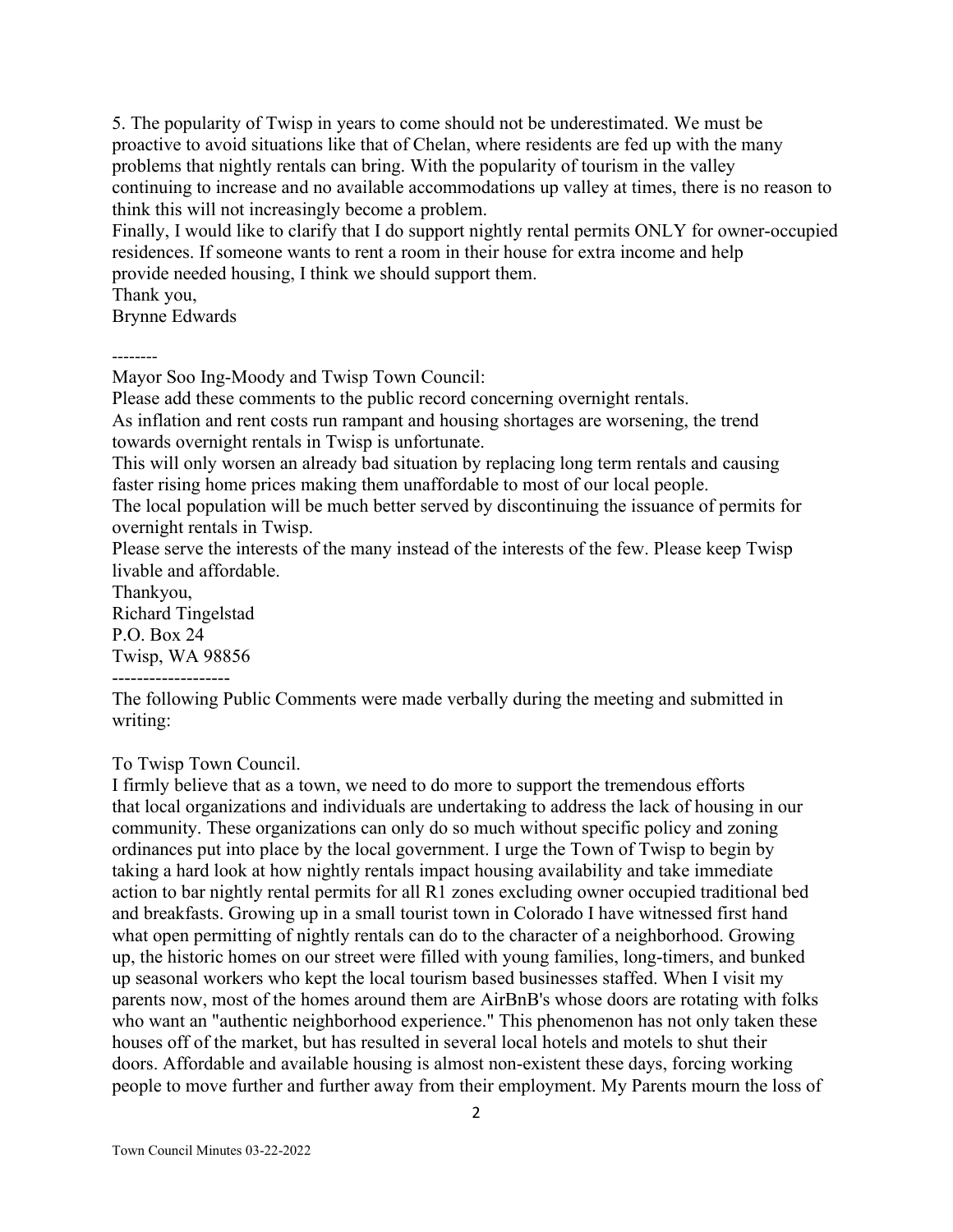5. The popularity of Twisp in years to come should not be underestimated. We must be proactive to avoid situations like that of Chelan, where residents are fed up with the many problems that nightly rentals can bring. With the popularity of tourism in the valley continuing to increase and no available accommodations up valley at times, there is no reason to think this will not increasingly become a problem.

Finally, I would like to clarify that I do support nightly rental permits ONLY for owner-occupied residences. If someone wants to rent a room in their house for extra income and help provide needed housing, I think we should support them.

Thank you,
Brynne Edwards

--------

Mayor Soo Ing-Moody and Twisp Town Council:

Please add these comments to the public record concerning overnight rentals.

As inflation and rent costs run rampant and housing shortages are worsening, the trend towards overnight rentals in Twisp is unfortunate.

This will only worsen an already bad situation by replacing long term rentals and causing faster rising home prices making them unaffordable to most of our local people.

The local population will be much better served by discontinuing the issuance of permits for overnight rentals in Twisp.

Please serve the interests of the many instead of the interests of the few. Please keep Twisp livable and affordable.

Thankyou,
Richard Tingelstad
P.O. Box 24
Twisp, WA 98856

-------------------

The following Public Comments were made verbally during the meeting and submitted in writing:

To Twisp Town Council.

I firmly believe that as a town, we need to do more to support the tremendous efforts that local organizations and individuals are undertaking to address the lack of housing in our community. These organizations can only do so much without specific policy and zoning ordinances put into place by the local government. I urge the Town of Twisp to begin by taking a hard look at how nightly rentals impact housing availability and take immediate action to bar nightly rental permits for all R1 zones excluding owner occupied traditional bed and breakfasts. Growing up in a small tourist town in Colorado I have witnessed first hand what open permitting of nightly rentals can do to the character of a neighborhood. Growing up, the historic homes on our street were filled with young families, long-timers, and bunked up seasonal workers who kept the local tourism based businesses staffed. When I visit my parents now, most of the homes around them are AirBnB's whose doors are rotating with folks who want an "authentic neighborhood experience." This phenomenon has not only taken these houses off of the market, but has resulted in several local hotels and motels to shut their doors. Affordable and available housing is almost non-existent these days, forcing working people to move further and further away from their employment. My Parents mourn the loss of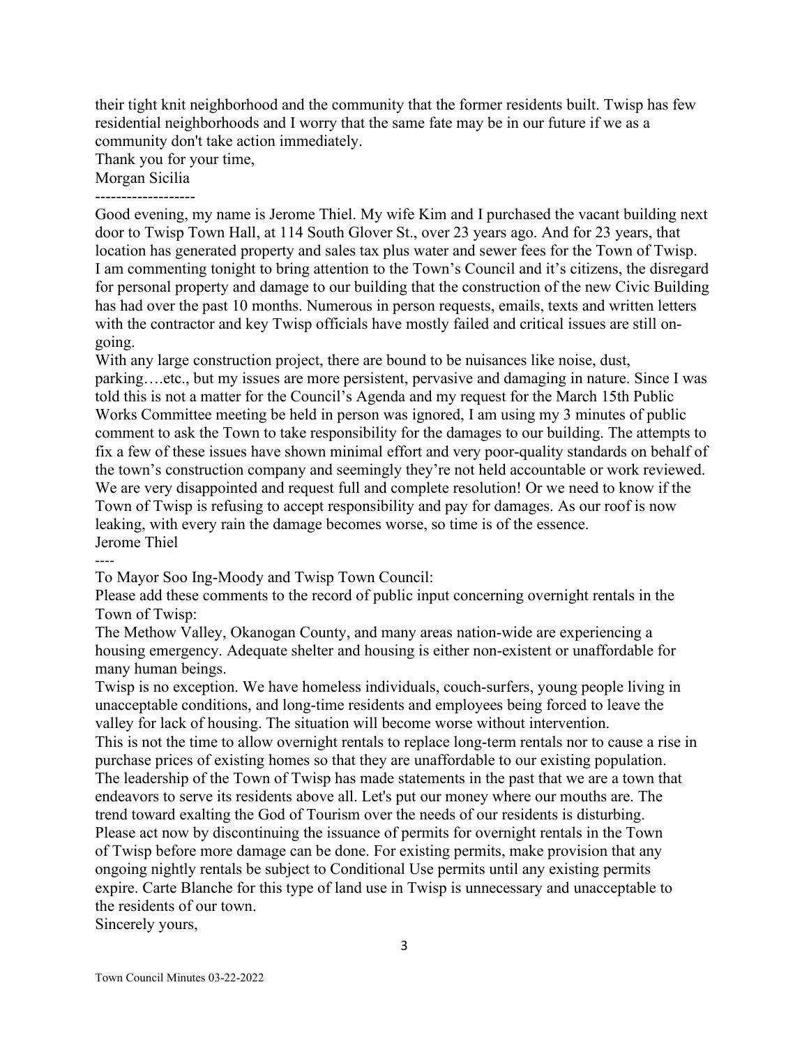their tight knit neighborhood and the community that the former residents built. Twisp has few residential neighborhoods and I worry that the same fate may be in our future if we as a community don't take action immediately.

Thank you for your time,

Morgan Sicilia

-------------------

Good evening, my name is Jerome Thiel. My wife Kim and I purchased the vacant building next door to Twisp Town Hall, at 114 South Glover St., over 23 years ago. And for 23 years, that location has generated property and sales tax plus water and sewer fees for the Town of Twisp. I am commenting tonight to bring attention to the Town's Council and it's citizens, the disregard for personal property and damage to our building that the construction of the new Civic Building has had over the past 10 months. Numerous in person requests, emails, texts and written letters with the contractor and key Twisp officials have mostly failed and critical issues are still on-going.

With any large construction project, there are bound to be nuisances like noise, dust, parking….etc., but my issues are more persistent, pervasive and damaging in nature. Since I was told this is not a matter for the Council's Agenda and my request for the March 15th Public Works Committee meeting be held in person was ignored, I am using my 3 minutes of public comment to ask the Town to take responsibility for the damages to our building. The attempts to fix a few of these issues have shown minimal effort and very poor-quality standards on behalf of the town's construction company and seemingly they're not held accountable or work reviewed. We are very disappointed and request full and complete resolution! Or we need to know if the Town of Twisp is refusing to accept responsibility and pay for damages. As our roof is now leaking, with every rain the damage becomes worse, so time is of the essence.

Jerome Thiel

----

To Mayor Soo Ing-Moody and Twisp Town Council:

Please add these comments to the record of public input concerning overnight rentals in the Town of Twisp:

The Methow Valley, Okanogan County, and many areas nation-wide are experiencing a housing emergency. Adequate shelter and housing is either non-existent or unaffordable for many human beings.

Twisp is no exception. We have homeless individuals, couch-surfers, young people living in unacceptable conditions, and long-time residents and employees being forced to leave the valley for lack of housing. The situation will become worse without intervention.

This is not the time to allow overnight rentals to replace long-term rentals nor to cause a rise in purchase prices of existing homes so that they are unaffordable to our existing population.

The leadership of the Town of Twisp has made statements in the past that we are a town that endeavors to serve its residents above all. Let's put our money where our mouths are. The trend toward exalting the God of Tourism over the needs of our residents is disturbing.

Please act now by discontinuing the issuance of permits for overnight rentals in the Town of Twisp before more damage can be done. For existing permits, make provision that any ongoing nightly rentals be subject to Conditional Use permits until any existing permits expire. Carte Blanche for this type of land use in Twisp is unnecessary and unacceptable to the residents of our town.

Sincerely yours,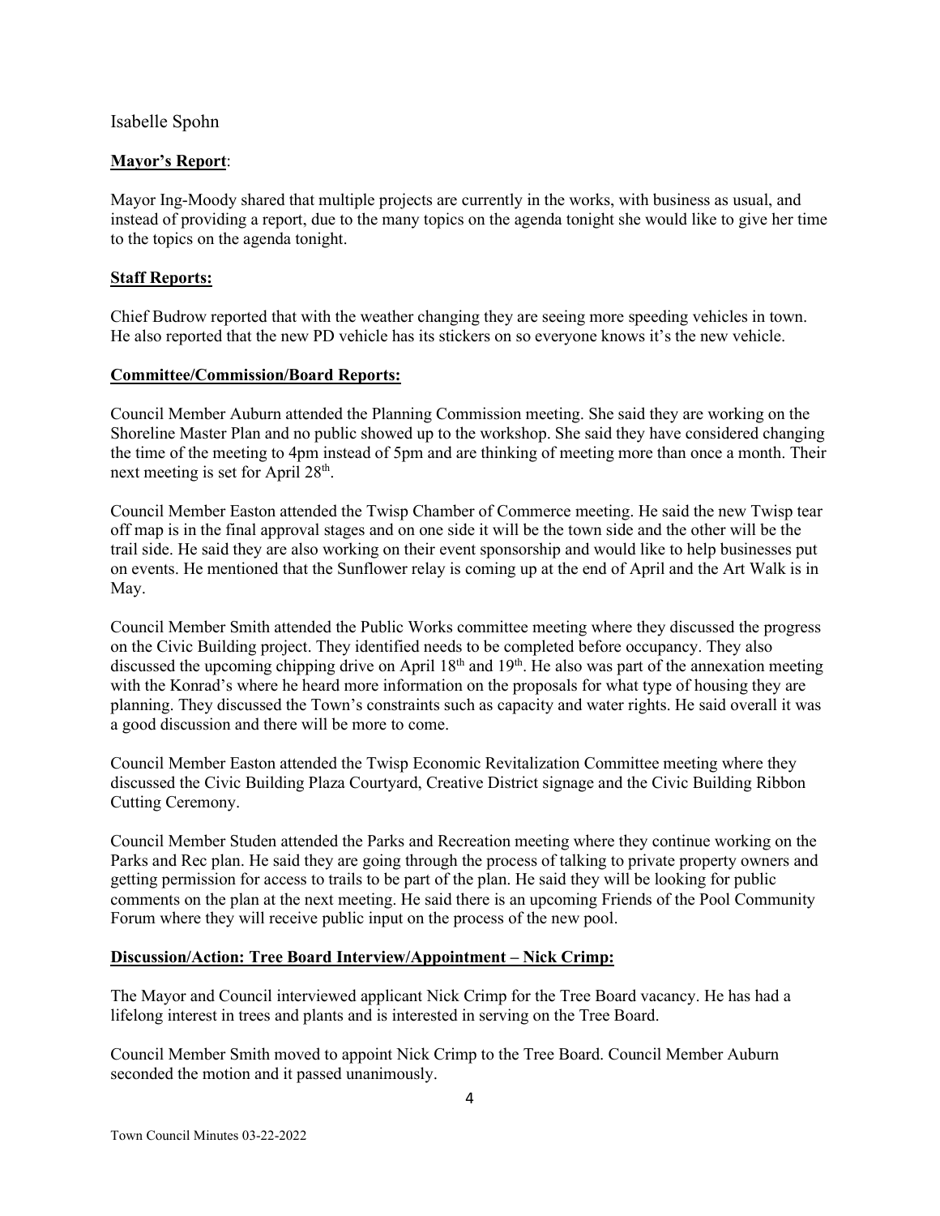Isabelle Spohn

**Mayor's Report**:

Mayor Ing-Moody shared that multiple projects are currently in the works, with business as usual, and instead of providing a report, due to the many topics on the agenda tonight she would like to give her time to the topics on the agenda tonight.

**Staff Reports:**

Chief Budrow reported that with the weather changing they are seeing more speeding vehicles in town. He also reported that the new PD vehicle has its stickers on so everyone knows it's the new vehicle.

**Committee/Commission/Board Reports:**

Council Member Auburn attended the Planning Commission meeting. She said they are working on the Shoreline Master Plan and no public showed up to the workshop. She said they have considered changing the time of the meeting to 4pm instead of 5pm and are thinking of meeting more than once a month. Their next meeting is set for April 28th.

Council Member Easton attended the Twisp Chamber of Commerce meeting. He said the new Twisp tear off map is in the final approval stages and on one side it will be the town side and the other will be the trail side. He said they are also working on their event sponsorship and would like to help businesses put on events. He mentioned that the Sunflower relay is coming up at the end of April and the Art Walk is in May.

Council Member Smith attended the Public Works committee meeting where they discussed the progress on the Civic Building project. They identified needs to be completed before occupancy. They also discussed the upcoming chipping drive on April 18th and 19th. He also was part of the annexation meeting with the Konrad's where he heard more information on the proposals for what type of housing they are planning. They discussed the Town's constraints such as capacity and water rights. He said overall it was a good discussion and there will be more to come.

Council Member Easton attended the Twisp Economic Revitalization Committee meeting where they discussed the Civic Building Plaza Courtyard, Creative District signage and the Civic Building Ribbon Cutting Ceremony.

Council Member Studen attended the Parks and Recreation meeting where they continue working on the Parks and Rec plan. He said they are going through the process of talking to private property owners and getting permission for access to trails to be part of the plan. He said they will be looking for public comments on the plan at the next meeting. He said there is an upcoming Friends of the Pool Community Forum where they will receive public input on the process of the new pool.

**Discussion/Action: Tree Board Interview/Appointment – Nick Crimp:**

The Mayor and Council interviewed applicant Nick Crimp for the Tree Board vacancy. He has had a lifelong interest in trees and plants and is interested in serving on the Tree Board.

Council Member Smith moved to appoint Nick Crimp to the Tree Board. Council Member Auburn seconded the motion and it passed unanimously.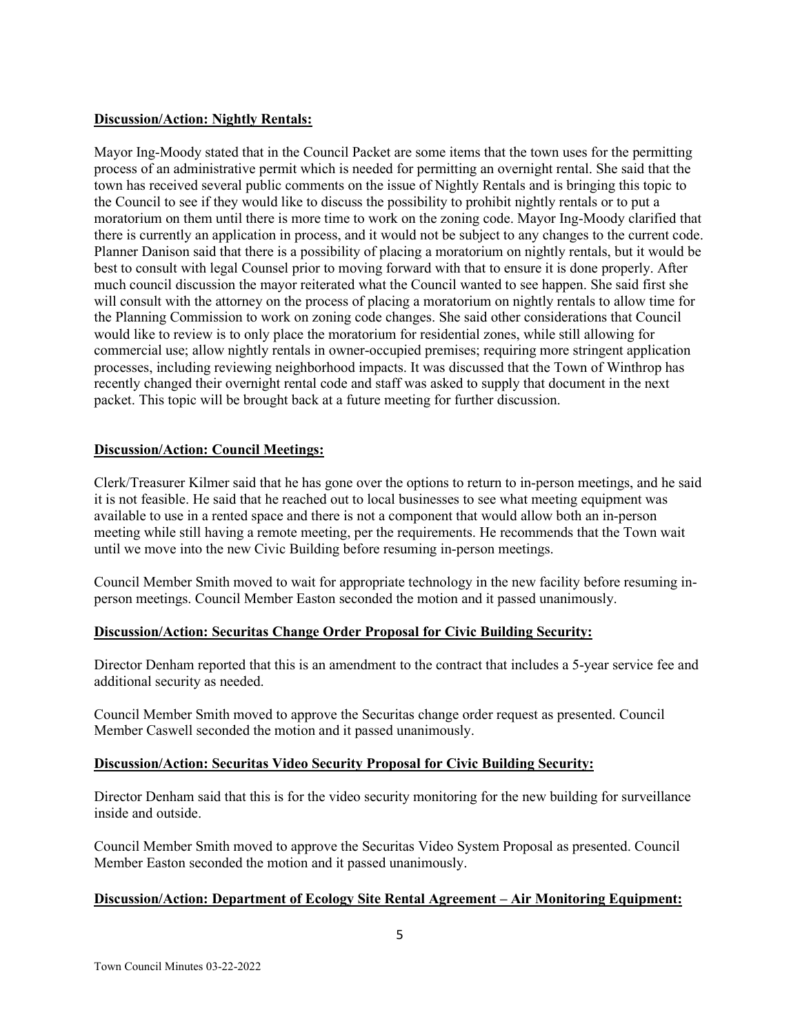**Discussion/Action: Nightly Rentals:**

Mayor Ing-Moody stated that in the Council Packet are some items that the town uses for the permitting process of an administrative permit which is needed for permitting an overnight rental. She said that the town has received several public comments on the issue of Nightly Rentals and is bringing this topic to the Council to see if they would like to discuss the possibility to prohibit nightly rentals or to put a moratorium on them until there is more time to work on the zoning code. Mayor Ing-Moody clarified that there is currently an application in process, and it would not be subject to any changes to the current code. Planner Danison said that there is a possibility of placing a moratorium on nightly rentals, but it would be best to consult with legal Counsel prior to moving forward with that to ensure it is done properly. After much council discussion the mayor reiterated what the Council wanted to see happen. She said first she will consult with the attorney on the process of placing a moratorium on nightly rentals to allow time for the Planning Commission to work on zoning code changes. She said other considerations that Council would like to review is to only place the moratorium for residential zones, while still allowing for commercial use; allow nightly rentals in owner-occupied premises; requiring more stringent application processes, including reviewing neighborhood impacts. It was discussed that the Town of Winthrop has recently changed their overnight rental code and staff was asked to supply that document in the next packet. This topic will be brought back at a future meeting for further discussion.

**Discussion/Action: Council Meetings:**

Clerk/Treasurer Kilmer said that he has gone over the options to return to in-person meetings, and he said it is not feasible. He said that he reached out to local businesses to see what meeting equipment was available to use in a rented space and there is not a component that would allow both an in-person meeting while still having a remote meeting, per the requirements. He recommends that the Town wait until we move into the new Civic Building before resuming in-person meetings.

Council Member Smith moved to wait for appropriate technology in the new facility before resuming in-person meetings. Council Member Easton seconded the motion and it passed unanimously.

**Discussion/Action: Securitas Change Order Proposal for Civic Building Security:**

Director Denham reported that this is an amendment to the contract that includes a 5-year service fee and additional security as needed.

Council Member Smith moved to approve the Securitas change order request as presented. Council Member Caswell seconded the motion and it passed unanimously.

**Discussion/Action: Securitas Video Security Proposal for Civic Building Security:**

Director Denham said that this is for the video security monitoring for the new building for surveillance inside and outside.

Council Member Smith moved to approve the Securitas Video System Proposal as presented. Council Member Easton seconded the motion and it passed unanimously.

**Discussion/Action: Department of Ecology Site Rental Agreement – Air Monitoring Equipment:**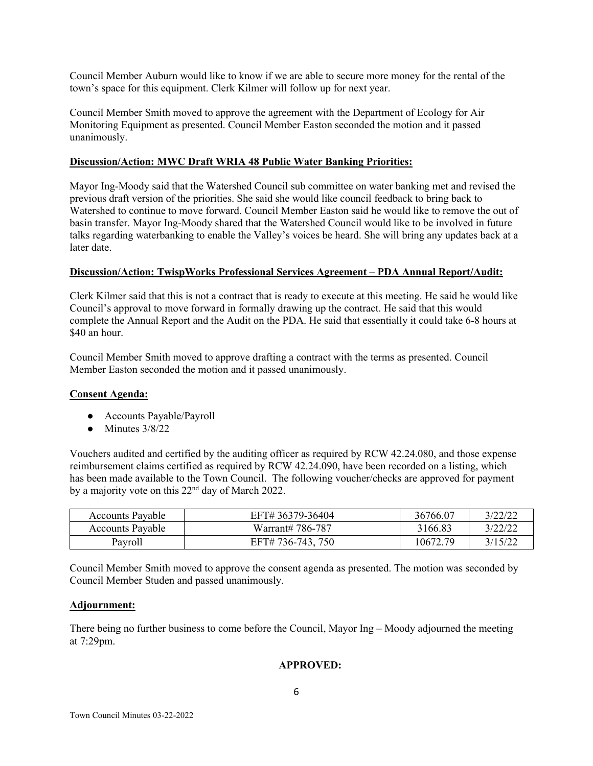Council Member Auburn would like to know if we are able to secure more money for the rental of the town's space for this equipment. Clerk Kilmer will follow up for next year.

Council Member Smith moved to approve the agreement with the Department of Ecology for Air Monitoring Equipment as presented. Council Member Easton seconded the motion and it passed unanimously.

**Discussion/Action: MWC Draft WRIA 48 Public Water Banking Priorities:**

Mayor Ing-Moody said that the Watershed Council sub committee on water banking met and revised the previous draft version of the priorities. She said she would like council feedback to bring back to Watershed to continue to move forward. Council Member Easton said he would like to remove the out of basin transfer. Mayor Ing-Moody shared that the Watershed Council would like to be involved in future talks regarding waterbanking to enable the Valley's voices be heard. She will bring any updates back at a later date.

**Discussion/Action: TwispWorks Professional Services Agreement – PDA Annual Report/Audit:**

Clerk Kilmer said that this is not a contract that is ready to execute at this meeting. He said he would like Council's approval to move forward in formally drawing up the contract. He said that this would complete the Annual Report and the Audit on the PDA. He said that essentially it could take 6-8 hours at $40 an hour.

Council Member Smith moved to approve drafting a contract with the terms as presented. Council Member Easton seconded the motion and it passed unanimously.

**Consent Agenda:**

- Accounts Payable/Payroll
- Minutes 3/8/22

Vouchers audited and certified by the auditing officer as required by RCW 42.24.080, and those expense reimbursement claims certified as required by RCW 42.24.090, have been recorded on a listing, which has been made available to the Town Council. The following voucher/checks are approved for payment by a majority vote on this 22nd day of March 2022.

| Accounts Payable | EFT# 36379-36404 | 36766.07 | 3/22/22 |
|---|---|---|---|
| Accounts Payable | Warrant# 786-787 | 3166.83 | 3/22/22 |
| Payroll | EFT# 736-743, 750 | 10672.79 | 3/15/22 |

Council Member Smith moved to approve the consent agenda as presented. The motion was seconded by Council Member Studen and passed unanimously.

**Adjournment:**

There being no further business to come before the Council, Mayor Ing – Moody adjourned the meeting at 7:29pm.

**APPROVED:**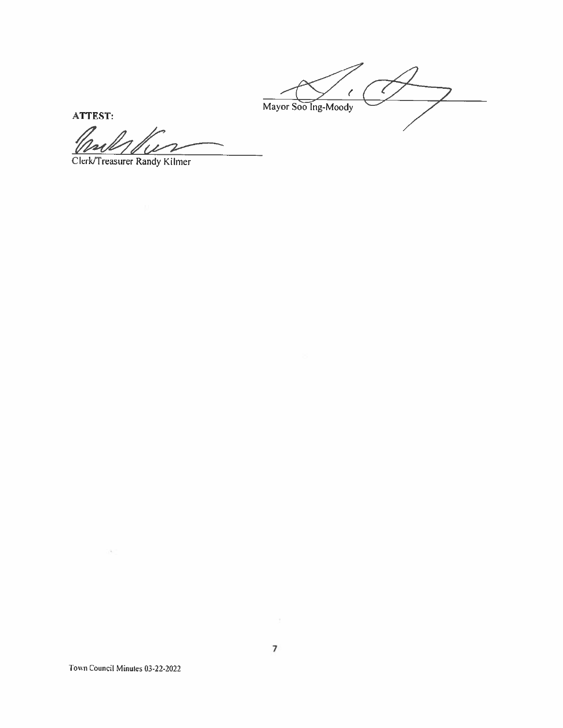Mayor Soo Ing-Moody

**ATTEST:**

Clerk/Treasurer Randy Kilmer